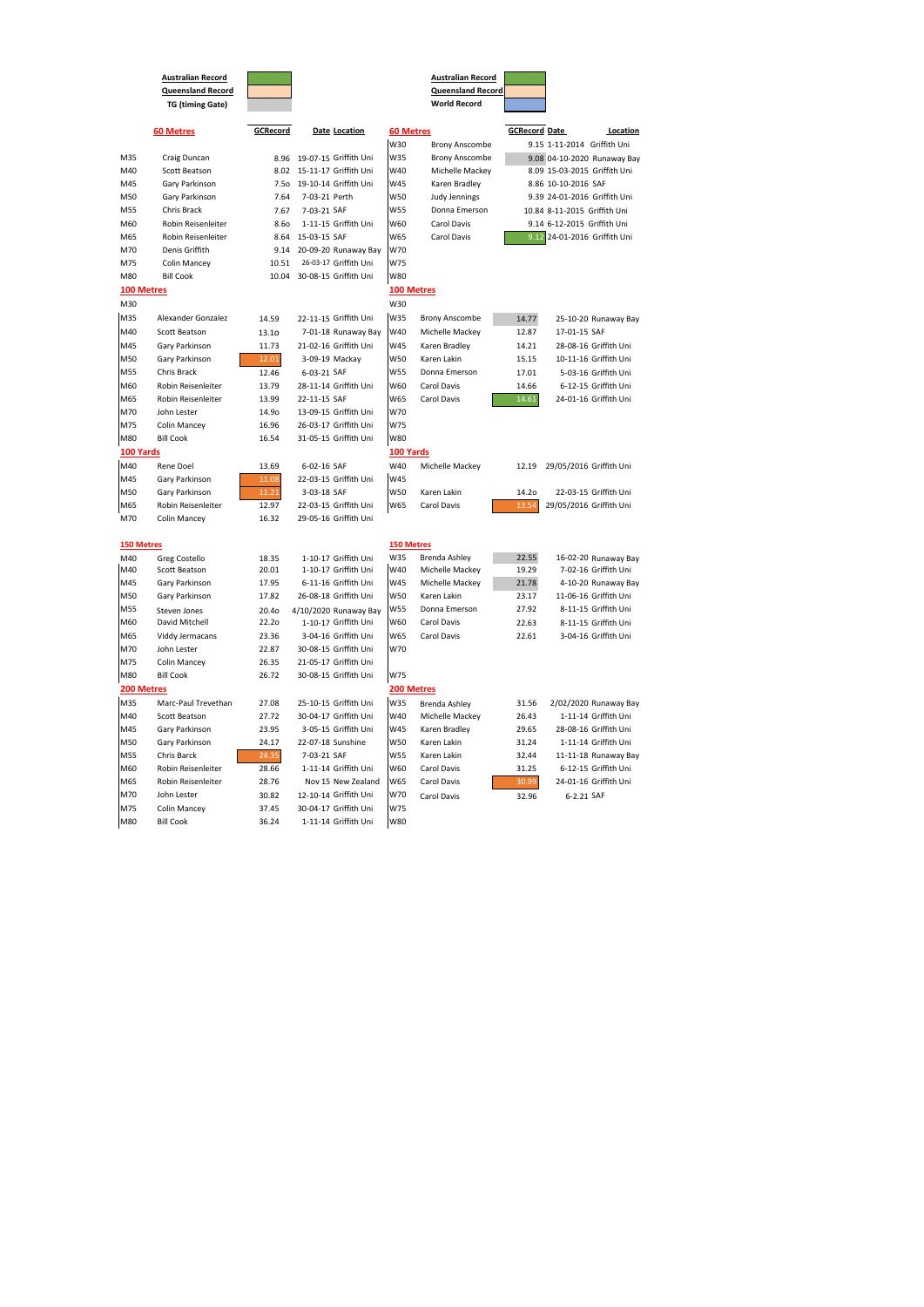| Legend | |
|---|---|
| **Australian Record** | (green) |
| **Queensland Record** | (peach) |
| **TG (timing Gate)** | (grey) |

| Legend | |
|---|---|
| **Australian Record** | (green) |
| **Queensland Record** | (peach) |
| **World Record** | (blue) |

## 60 Metres

| Age | Name | GCRecord | Date | Location |
|---|---|---|---|---|
| M35 | Craig Duncan | 8.96 | 19-07-15 | Griffith Uni |
| M40 | Scott Beatson | 8.02 | 15-11-17 | Griffith Uni |
| M45 | Gary Parkinson | 7.5o | 19-10-14 | Griffith Uni |
| M50 | Gary Parkinson | 7.64 | 7-03-21 | Perth |
| M55 | Chris Brack | 7.67 | 7-03-21 | SAF |
| M60 | Robin Reisenleiter | 8.6o | 1-11-15 | Griffith Uni |
| M65 | Robin Reisenleiter | 8.64 | 15-03-15 | SAF |
| M70 | Denis Griffith | 9.14 | 20-09-20 | Runaway Bay |
| M75 | Colin Mancey | 10.51 | 26-03-17 | Griffith Uni |
| M80 | Bill Cook | 10.04 | 30-08-15 | Griffith Uni |

| Age | Name | GCRecord | Date | Location |
|---|---|---|---|---|
| W30 | Brony Anscombe | 9.15 | 1-11-2014 | Griffith Uni |
| W35 | Brony Anscombe | 9.08 | 04-10-2020 | Runaway Bay |
| W40 | Michelle Mackey | 8.09 | 15-03-2015 | Griffith Uni |
| W45 | Karen Bradley | 8.86 | 10-10-2016 | SAF |
| W50 | Judy Jennings | 9.39 | 24-01-2016 | Griffith Uni |
| W55 | Donna Emerson | 10.84 | 8-11-2015 | Griffith Uni |
| W60 | Carol Davis | 9.14 | 6-12-2015 | Griffith Uni |
| W65 | Carol Davis | 9.12 | 24-01-2016 | Griffith Uni |
| W70 | | | | |
| W75 | | | | |
| W80 | | | | |

## 100 Metres

| Age | Name | GCRecord | Date | Location |
|---|---|---|---|---|
| M30 | | | | |
| M35 | Alexander Gonzalez | 14.59 | 22-11-15 | Griffith Uni |
| M40 | Scott Beatson | 13.1o | 7-01-18 | Runaway Bay |
| M45 | Gary Parkinson | 11.73 | 21-02-16 | Griffith Uni |
| M50 | Gary Parkinson | 12.01 | 3-09-19 | Mackay |
| M55 | Chris Brack | 12.46 | 6-03-21 | SAF |
| M60 | Robin Reisenleiter | 13.79 | 28-11-14 | Griffith Uni |
| M65 | Robin Reisenleiter | 13.99 | 22-11-15 | SAF |
| M70 | John Lester | 14.9o | 13-09-15 | Griffith Uni |
| M75 | Colin Mancey | 16.96 | 26-03-17 | Griffith Uni |
| M80 | Bill Cook | 16.54 | 31-05-15 | Griffith Uni |

| Age | Name | GCRecord | Date | Location |
|---|---|---|---|---|
| W30 | | | | |
| W35 | Brony Anscombe | 14.77 | 25-10-20 | Runaway Bay |
| W40 | Michelle Mackey | 12.87 | 17-01-15 | SAF |
| W45 | Karen Bradley | 14.21 | 28-08-16 | Griffith Uni |
| W50 | Karen Lakin | 15.15 | 10-11-16 | Griffith Uni |
| W55 | Donna Emerson | 17.01 | 5-03-16 | Griffith Uni |
| W60 | Carol Davis | 14.66 | 6-12-15 | Griffith Uni |
| W65 | Carol Davis | 14.61 | 24-01-16 | Griffith Uni |
| W70 | | | | |
| W75 | | | | |
| W80 | | | | |

## 100 Yards

| Age | Name | GCRecord | Date | Location |
|---|---|---|---|---|
| M40 | Rene Doel | 13.69 | 6-02-16 | SAF |
| M45 | Gary Parkinson | 11.08 | 22-03-15 | Griffith Uni |
| M50 | Gary Parkinson | 11.21 | 3-03-18 | SAF |
| M65 | Robin Reisenleiter | 12.97 | 22-03-15 | Griffith Uni |
| M70 | Colin Mancey | 16.32 | 29-05-16 | Griffith Uni |

| Age | Name | GCRecord | Date | Location |
|---|---|---|---|---|
| W40 | Michelle Mackey | 12.19 | 29/05/2016 | Griffith Uni |
| W45 | | | | |
| W50 | Karen Lakin | 14.2o | 22-03-15 | Griffith Uni |
| W65 | Carol Davis | 13.54 | 29/05/2016 | Griffith Uni |

## 150 Metres

| Age | Name | GCRecord | Date | Location |
|---|---|---|---|---|
| M40 | Greg Costello | 18.35 | 1-10-17 | Griffith Uni |
| M40 | Scott Beatson | 20.01 | 1-10-17 | Griffith Uni |
| M45 | Gary Parkinson | 17.95 | 6-11-16 | Griffith Uni |
| M50 | Gary Parkinson | 17.82 | 26-08-18 | Griffith Uni |
| M55 | Steven Jones | 20.4o | 4/10/2020 | Runaway Bay |
| M60 | David Mitchell | 22.2o | 1-10-17 | Griffith Uni |
| M65 | Viddy Jermacans | 23.36 | 3-04-16 | Griffith Uni |
| M70 | John Lester | 22.87 | 30-08-15 | Griffith Uni |
| M75 | Colin Mancey | 26.35 | 21-05-17 | Griffith Uni |
| M80 | Bill Cook | 26.72 | 30-08-15 | Griffith Uni |

| Age | Name | GCRecord | Date | Location |
|---|---|---|---|---|
| W35 | Brenda Ashley | 22.55 | 16-02-20 | Runaway Bay |
| W40 | Michelle Mackey | 19.29 | 7-02-16 | Griffith Uni |
| W45 | Michelle Mackey | 21.78 | 4-10-20 | Runaway Bay |
| W50 | Karen Lakin | 23.17 | 11-06-16 | Griffith Uni |
| W55 | Donna Emerson | 27.92 | 8-11-15 | Griffith Uni |
| W60 | Carol Davis | 22.63 | 8-11-15 | Griffith Uni |
| W65 | Carol Davis | 22.61 | 3-04-16 | Griffith Uni |
| W70 | | | | |
| W75 | | | | |

## 200 Metres

| Age | Name | GCRecord | Date | Location |
|---|---|---|---|---|
| M35 | Marc-Paul Trevethan | 27.08 | 25-10-15 | Griffith Uni |
| M40 | Scott Beatson | 27.72 | 30-04-17 | Griffith Uni |
| M45 | Gary Parkinson | 23.95 | 3-05-15 | Griffith Uni |
| M50 | Gary Parkinson | 24.17 | 22-07-18 | Sunshine |
| M55 | Chris Barck | 24.35 | 7-03-21 | SAF |
| M60 | Robin Reisenleiter | 28.66 | 1-11-14 | Griffith Uni |
| M65 | Robin Reisenleiter | 28.76 | Nov 15 | New Zealand |
| M70 | John Lester | 30.82 | 12-10-14 | Griffith Uni |
| M75 | Colin Mancey | 37.45 | 30-04-17 | Griffith Uni |
| M80 | Bill Cook | 36.24 | 1-11-14 | Griffith Uni |

| Age | Name | GCRecord | Date | Location |
|---|---|---|---|---|
| W35 | Brenda Ashley | 31.56 | 2/02/2020 | Runaway Bay |
| W40 | Michelle Mackey | 26.43 | 1-11-14 | Griffith Uni |
| W45 | Karen Bradley | 29.65 | 28-08-16 | Griffith Uni |
| W50 | Karen Lakin | 31.24 | 1-11-14 | Griffith Uni |
| W55 | Karen Lakin | 32.44 | 11-11-18 | Runaway Bay |
| W60 | Carol Davis | 31.25 | 6-12-15 | Griffith Uni |
| W65 | Carol Davis | 30.99 | 24-01-16 | Griffith Uni |
| W70 | Carol Davis | 32.96 | 6-2.21 | SAF |
| W75 | | | | |
| W80 | | | | |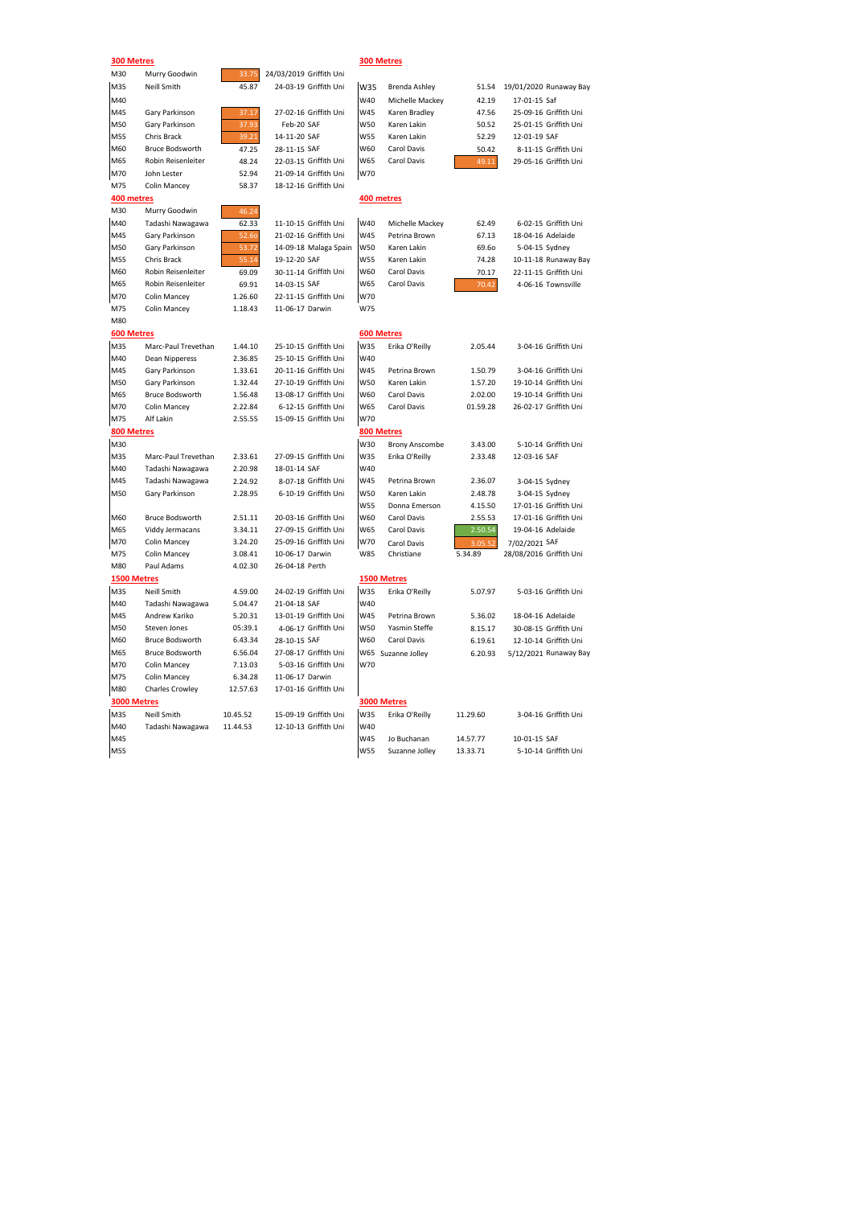| 300 Metres | | | | | 300 Metres | | | |
|---|---|---|---|---|---|---|---|---|
| M30 | Murry Goodwin | 33.75 | 24/03/2019 Griffith Uni | | | | | |
| M35 | Neill Smith | 45.87 | 24-03-19 Griffith Uni | W35 | Brenda Ashley | 51.54 | 19/01/2020 Runaway Bay |
| M40 | | | | W40 | Michelle Mackey | 42.19 | 17-01-15 Saf |
| M45 | Gary Parkinson | 37.17 | 27-02-16 Griffith Uni | W45 | Karen Bradley | 47.56 | 25-09-16 Griffith Uni |
| M50 | Gary Parkinson | 37.93 | Feb-20 SAF | W50 | Karen Lakin | 50.52 | 25-01-15 Griffith Uni |
| M55 | Chris Brack | 39.21 | 14-11-20 SAF | W55 | Karen Lakin | 52.29 | 12-01-19 SAF |
| M60 | Bruce Bodsworth | 47.25 | 28-11-15 SAF | W60 | Carol Davis | 50.42 | 8-11-15 Griffith Uni |
| M65 | Robin Reisenleiter | 48.24 | 22-03-15 Griffith Uni | W65 | Carol Davis | 49.11 | 29-05-16 Griffith Uni |
| M70 | John Lester | 52.94 | 21-09-14 Griffith Uni | W70 | | | |
| M75 | Colin Mancey | 58.37 | 18-12-16 Griffith Uni | | | | |

| 400 metres | | | | 400 metres | | | |
|---|---|---|---|---|---|---|---|
| M30 | Murry Goodwin | 46.24 | | | | | |
| M40 | Tadashi Nawagawa | 62.33 | 11-10-15 Griffith Uni | W40 | Michelle Mackey | 62.49 | 6-02-15 Griffith Uni |
| M45 | Gary Parkinson | 52.60 | 21-02-16 Griffith Uni | W45 | Petrina Brown | 67.13 | 18-04-16 Adelaide |
| M50 | Gary Parkinson | 53.72 | 14-09-18 Malaga Spain | W50 | Karen Lakin | 69.6o | 5-04-15 Sydney |
| M55 | Chris Brack | 55.14 | 19-12-20 SAF | W55 | Karen Lakin | 74.28 | 10-11-18 Runaway Bay |
| M60 | Robin Reisenleiter | 69.09 | 30-11-14 Griffith Uni | W60 | Carol Davis | 70.17 | 22-11-15 Griffith Uni |
| M65 | Robin Reisenleiter | 69.91 | 14-03-15 SAF | W65 | Carol Davis | 70.42 | 4-06-16 Townsville |
| M70 | Colin Mancey | 1.26.60 | 22-11-15 Griffith Uni | W70 | | | |
| M75 | Colin Mancey | 1.18.43 | 11-06-17 Darwin | W75 | | | |
| M80 | | | | | | | |

| 600 Metres | | | | 600 Metres | | | |
|---|---|---|---|---|---|---|---|
| M35 | Marc-Paul Trevethan | 1.44.10 | 25-10-15 Griffith Uni | W35 | Erika O'Reilly | 2.05.44 | 3-04-16 Griffith Uni |
| M40 | Dean Nipperess | 2.36.85 | 25-10-15 Griffith Uni | W40 | | | |
| M45 | Gary Parkinson | 1.33.61 | 20-11-16 Griffith Uni | W45 | Petrina Brown | 1.50.79 | 3-04-16 Griffith Uni |
| M50 | Gary Parkinson | 1.32.44 | 27-10-19 Griffith Uni | W50 | Karen Lakin | 1.57.20 | 19-10-14 Griffith Uni |
| M65 | Bruce Bodsworth | 1.56.48 | 13-08-17 Griffith Uni | W60 | Carol Davis | 2.02.00 | 19-10-14 Griffith Uni |
| M70 | Colin Mancey | 2.22.84 | 6-12-15 Griffith Uni | W65 | Carol Davis | 01.59.28 | 26-02-17 Griffith Uni |
| M75 | Alf Lakin | 2.55.55 | 15-09-15 Griffith Uni | W70 | | | |

| 800 Metres | | | | 800 Metres | | | |
|---|---|---|---|---|---|---|---|
| M30 | | | | W30 | Brony Anscombe | 3.43.00 | 5-10-14 Griffith Uni |
| M35 | Marc-Paul Trevethan | 2.33.61 | 27-09-15 Griffith Uni | W35 | Erika O'Reilly | 2.33.48 | 12-03-16 SAF |
| M40 | Tadashi Nawagawa | 2.20.98 | 18-01-14 SAF | W40 | | | |
| M45 | Tadashi Nawagawa | 2.24.92 | 8-07-18 Griffith Uni | W45 | Petrina Brown | 2.36.07 | 3-04-15 Sydney |
| M50 | Gary Parkinson | 2.28.95 | 6-10-19 Griffith Uni | W50 | Karen Lakin | 2.48.78 | 3-04-15 Sydney |
| | | | | W55 | Donna Emerson | 4.15.50 | 17-01-16 Griffith Uni |
| M60 | Bruce Bodsworth | 2.51.11 | 20-03-16 Griffith Uni | W60 | Carol Davis | 2.55.53 | 17-01-16 Griffith Uni |
| M65 | Viddy Jermacans | 3.34.11 | 27-09-15 Griffith Uni | W65 | Carol Davis | 2.50.54 | 19-04-16 Adelaide |
| M70 | Colin Mancey | 3.24.20 | 25-09-16 Griffith Uni | W70 | Carol Davis | 3.05.52 | 7/02/2021 SAF |
| M75 | Colin Mancey | 3.08.41 | 10-06-17 Darwin | W85 | Christiane | 5.34.89 | 28/08/2016 Griffith Uni |
| M80 | Paul Adams | 4.02.30 | 26-04-18 Perth | | | | |

| 1500 Metres | | | | 1500 Metres | | | |
|---|---|---|---|---|---|---|---|
| M35 | Neill Smith | 4.59.00 | 24-02-19 Griffith Uni | W35 | Erika O'Reilly | 5.07.97 | 5-03-16 Griffith Uni |
| M40 | Tadashi Nawagawa | 5.04.47 | 21-04-18 SAF | W40 | | | |
| M45 | Andrew Kariko | 5.20.31 | 13-01-19 Griffith Uni | W45 | Petrina Brown | 5.36.02 | 18-04-16 Adelaide |
| M50 | Steven Jones | 05:39.1 | 4-06-17 Griffith Uni | W50 | Yasmin Steffe | 8.15.17 | 30-08-15 Griffith Uni |
| M60 | Bruce Bodsworth | 6.43.34 | 28-10-15 SAF | W60 | Carol Davis | 6.19.61 | 12-10-14 Griffith Uni |
| M65 | Bruce Bodsworth | 6.56.04 | 27-08-17 Griffith Uni | W65 | Suzanne Jolley | 6.20.93 | 5/12/2021 Runaway Bay |
| M70 | Colin Mancey | 7.13.03 | 5-03-16 Griffith Uni | W70 | | | |
| M75 | Colin Mancey | 6.34.28 | 11-06-17 Darwin | | | | |
| M80 | Charles Crowley | 12.57.63 | 17-01-16 Griffith Uni | | | | |

| 3000 Metres | | | | 3000 Metres | | | |
|---|---|---|---|---|---|---|---|
| M35 | Neill Smith | 10.45.52 | 15-09-19 Griffith Uni | W35 | Erika O'Reilly | 11.29.60 | 3-04-16 Griffith Uni |
| M40 | Tadashi Nawagawa | 11.44.53 | 12-10-13 Griffith Uni | W40 | | | |
| M45 | | | | W45 | Jo Buchanan | 14.57.77 | 10-01-15 SAF |
| M55 | | | | W55 | Suzanne Jolley | 13.33.71 | 5-10-14 Griffith Uni |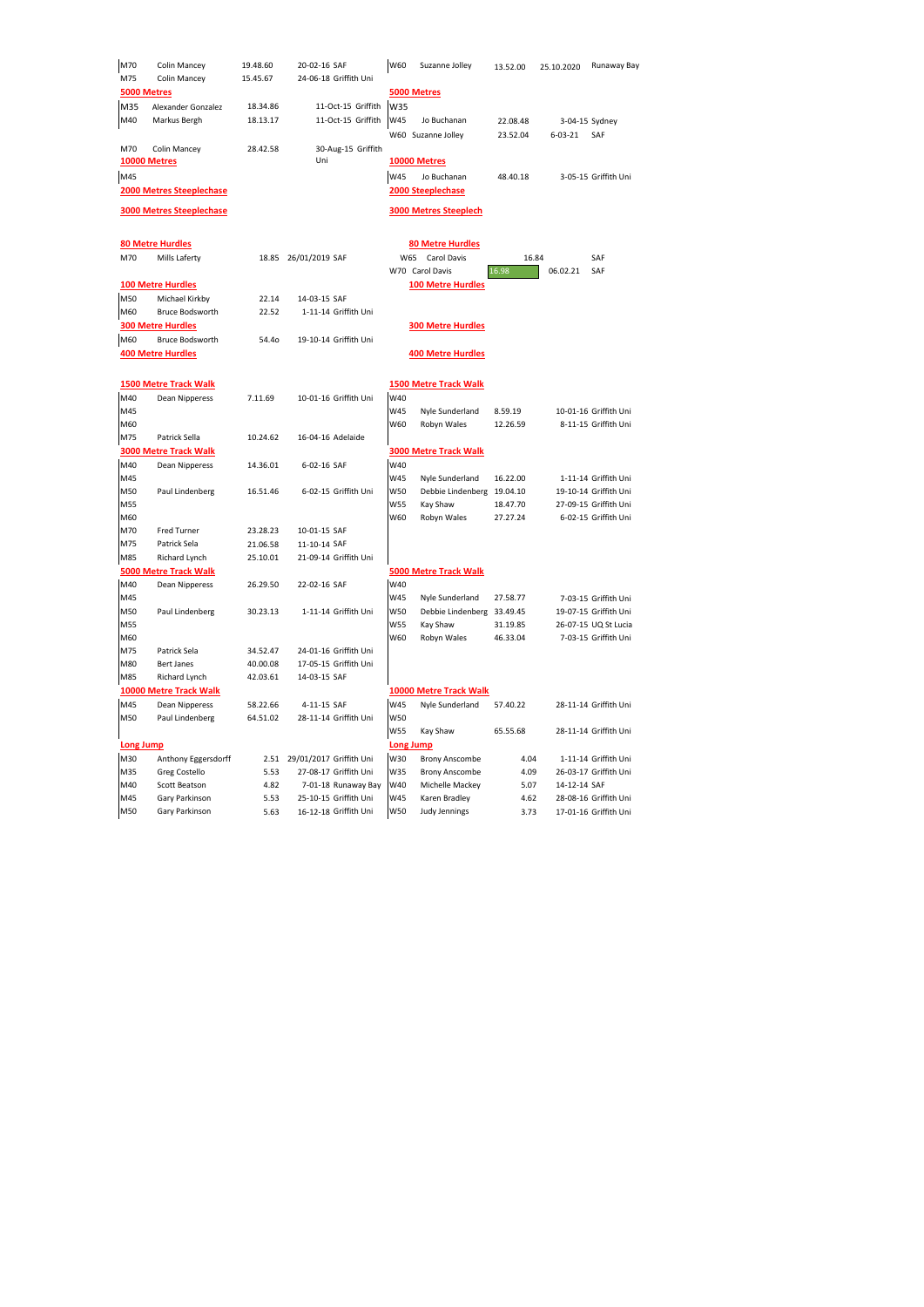| Age | Name | Time | Date / Venue |
|---|---|---|---|
| M70 | Colin Mancey | 19.48.60 | 20-02-16 SAF |
| M75 | Colin Mancey | 15.45.67 | 24-06-18 Griffith Uni |

| Age | Name | Time | Date | Venue |
|---|---|---|---|---|
| W60 | Suzanne Jolley | 13.52.00 | 25.10.2020 | Runaway Bay |

## 5000 Metres

| Age | Name | Time | Date / Venue |
|---|---|---|---|
| M35 | Alexander Gonzalez | 18.34.86 | 11-Oct-15 Griffith |
| M40 | Markus Bergh | 18.13.17 | 11-Oct-15 Griffith |
| M70 | Colin Mancey | 28.42.58 | 30-Aug-15 Griffith Uni |

| Age | Name | Time | Date | Venue |
|---|---|---|---|---|
| W35 | | | | |
| W45 | Jo Buchanan | 22.08.48 | 3-04-15 | Sydney |
| W60 | Suzanne Jolley | 23.52.04 | 6-03-21 | SAF |

## 10000 Metres

| Age | Name | Time | Date / Venue |
|---|---|---|---|
| M45 | | | |

| Age | Name | Time | Date / Venue |
|---|---|---|---|
| W45 | Jo Buchanan | 48.40.18 | 3-05-15 Griffith Uni |

## 2000 Metres Steeplechase

## 2000 Steeplechase

## 3000 Metres Steeplechase

## 3000 Metres Steeplech

## 80 Metre Hurdles

| Age | Name | Time | Date / Venue |
|---|---|---|---|
| M70 | Mills Laferty | 18.85 | 26/01/2019 SAF |

| Age | Name | Time | Date | Venue |
|---|---|---|---|---|
| W65 | Carol Davis | 16.84 | | SAF |
| W70 | Carol Davis | 16.98 | 06.02.21 | SAF |

## 100 Metre Hurdles

| Age | Name | Time | Date / Venue |
|---|---|---|---|
| M50 | Michael Kirkby | 22.14 | 14-03-15 SAF |
| M60 | Bruce Bodsworth | 22.52 | 1-11-14 Griffith Uni |

## 300 Metre Hurdles

| Age | Name | Time | Date / Venue |
|---|---|---|---|
| M60 | Bruce Bodsworth | 54.4o | 19-10-14 Griffith Uni |

## 400 Metre Hurdles

## 1500 Metre Track Walk

| Age | Name | Time | Date / Venue |
|---|---|---|---|
| M40 | Dean Nipperess | 7.11.69 | 10-01-16 Griffith Uni |
| M45 | | | |
| M60 | | | |
| M75 | Patrick Sella | 10.24.62 | 16-04-16 Adelaide |

| Age | Name | Time | Date / Venue |
|---|---|---|---|
| W40 | | | |
| W45 | Nyle Sunderland | 8.59.19 | 10-01-16 Griffith Uni |
| W60 | Robyn Wales | 12.26.59 | 8-11-15 Griffith Uni |

## 3000 Metre Track Walk

| Age | Name | Time | Date / Venue |
|---|---|---|---|
| M40 | Dean Nipperess | 14.36.01 | 6-02-16 SAF |
| M45 | | | |
| M50 | Paul Lindenberg | 16.51.46 | 6-02-15 Griffith Uni |
| M55 | | | |
| M60 | | | |
| M70 | Fred Turner | 23.28.23 | 10-01-15 SAF |
| M75 | Patrick Sela | 21.06.58 | 11-10-14 SAF |
| M85 | Richard Lynch | 25.10.01 | 21-09-14 Griffith Uni |

| Age | Name | Time | Date / Venue |
|---|---|---|---|
| W40 | | | |
| W45 | Nyle Sunderland | 16.22.00 | 1-11-14 Griffith Uni |
| W50 | Debbie Lindenberg | 19.04.10 | 19-10-14 Griffith Uni |
| W55 | Kay Shaw | 18.47.70 | 27-09-15 Griffith Uni |
| W60 | Robyn Wales | 27.27.24 | 6-02-15 Griffith Uni |

## 5000 Metre Track Walk

| Age | Name | Time | Date / Venue |
|---|---|---|---|
| M40 | Dean Nipperess | 26.29.50 | 22-02-16 SAF |
| M45 | | | |
| M50 | Paul Lindenberg | 30.23.13 | 1-11-14 Griffith Uni |
| M55 | | | |
| M60 | | | |
| M75 | Patrick Sela | 34.52.47 | 24-01-16 Griffith Uni |
| M80 | Bert Janes | 40.00.08 | 17-05-15 Griffith Uni |
| M85 | Richard Lynch | 42.03.61 | 14-03-15 SAF |

| Age | Name | Time | Date / Venue |
|---|---|---|---|
| W40 | | | |
| W45 | Nyle Sunderland | 27.58.77 | 7-03-15 Griffith Uni |
| W50 | Debbie Lindenberg | 33.49.45 | 19-07-15 Griffith Uni |
| W55 | Kay Shaw | 31.19.85 | 26-07-15 UQ St Lucia |
| W60 | Robyn Wales | 46.33.04 | 7-03-15 Griffith Uni |

## 10000 Metre Track Walk

| Age | Name | Time | Date / Venue |
|---|---|---|---|
| M45 | Dean Nipperess | 58.22.66 | 4-11-15 SAF |
| M50 | Paul Lindenberg | 64.51.02 | 28-11-14 Griffith Uni |

| Age | Name | Time | Date / Venue |
|---|---|---|---|
| W45 | Nyle Sunderland | 57.40.22 | 28-11-14 Griffith Uni |
| W50 | | | |
| W55 | Kay Shaw | 65.55.68 | 28-11-14 Griffith Uni |

## Long Jump

| Age | Name | Distance | Date / Venue |
|---|---|---|---|
| M30 | Anthony Eggersdorff | 2.51 | 29/01/2017 Griffith Uni |
| M35 | Greg Costello | 5.53 | 27-08-17 Griffith Uni |
| M40 | Scott Beatson | 4.82 | 7-01-18 Runaway Bay |
| M45 | Gary Parkinson | 5.53 | 25-10-15 Griffith Uni |
| M50 | Gary Parkinson | 5.63 | 16-12-18 Griffith Uni |

| Age | Name | Distance | Date / Venue |
|---|---|---|---|
| W30 | Brony Anscombe | 4.04 | 1-11-14 Griffith Uni |
| W35 | Brony Anscombe | 4.09 | 26-03-17 Griffith Uni |
| W40 | Michelle Mackey | 5.07 | 14-12-14 SAF |
| W45 | Karen Bradley | 4.62 | 28-08-16 Griffith Uni |
| W50 | Judy Jennings | 3.73 | 17-01-16 Griffith Uni |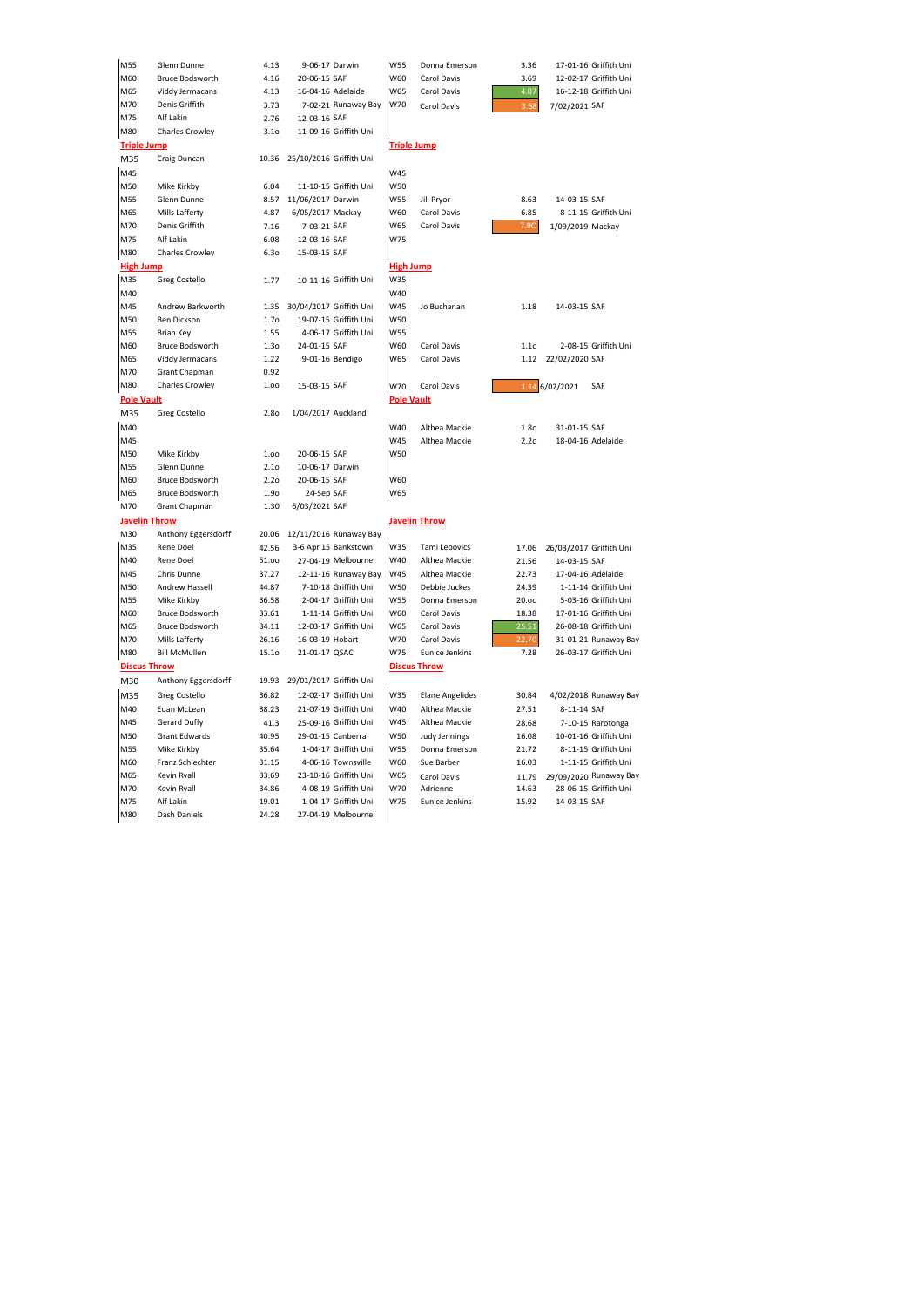| | | | | | | | | |
|---|---|---|---|---|---|---|---|---|
| M55 | Glenn Dunne | 4.13 | 9-06-17 Darwin | | W55 | Donna Emerson | 3.36 | 17-01-16 Griffith Uni |
| M60 | Bruce Bodsworth | 4.16 | 20-06-15 SAF | | W60 | Carol Davis | 3.69 | 12-02-17 Griffith Uni |
| M65 | Viddy Jermacans | 4.13 | 16-04-16 Adelaide | | W65 | Carol Davis | 4.07 | 16-12-18 Griffith Uni |
| M70 | Denis Griffith | 3.73 | 7-02-21 Runaway Bay | | W70 | Carol Davis | 3.68 | 7/02/2021 SAF |
| M75 | Alf Lakin | 2.76 | 12-03-16 SAF | | | | | |
| M80 | Charles Crowley | 3.1o | 11-09-16 Griffith Uni | | | | | |

## Triple Jump

| | | | | W | | | |
|---|---|---|---|---|---|---|---|
| M35 | Craig Duncan | 10.36 | 25/10/2016 Griffith Uni | | | | |
| M45 | | | | W45 | | | |
| M50 | Mike Kirkby | 6.04 | 11-10-15 Griffith Uni | W50 | | | |
| M55 | Glenn Dunne | 8.57 | 11/06/2017 Darwin | W55 | Jill Pryor | 8.63 | 14-03-15 SAF |
| M65 | Mills Lafferty | 4.87 | 6/05/2017 Mackay | W60 | Carol Davis | 6.85 | 8-11-15 Griffith Uni |
| M70 | Denis Griffith | 7.16 | 7-03-21 SAF | W65 | Carol Davis | 7.90 | 1/09/2019 Mackay |
| M75 | Alf Lakin | 6.08 | 12-03-16 SAF | W75 | | | |
| M80 | Charles Crowley | 6.3o | 15-03-15 SAF | | | | |

## High Jump

| | | | | W | | | |
|---|---|---|---|---|---|---|---|
| M35 | Greg Costello | 1.77 | 10-11-16 Griffith Uni | W35 | | | |
| M40 | | | | W40 | | | |
| M45 | Andrew Barkworth | 1.35 | 30/04/2017 Griffith Uni | W45 | Jo Buchanan | 1.18 | 14-03-15 SAF |
| M50 | Ben Dickson | 1.7o | 19-07-15 Griffith Uni | W50 | | | |
| M55 | Brian Key | 1.55 | 4-06-17 Griffith Uni | W55 | | | |
| M60 | Bruce Bodsworth | 1.3o | 24-01-15 SAF | W60 | Carol Davis | 1.1o | 2-08-15 Griffith Uni |
| M65 | Viddy Jermacans | 1.22 | 9-01-16 Bendigo | W65 | Carol Davis | 1.12 | 22/02/2020 SAF |
| M70 | Grant Chapman | 0.92 | | | | | |
| M80 | Charles Crowley | 1.oo | 15-03-15 SAF | W70 | Carol Davis | 1.14 | 6/02/2021 SAF |

## Pole Vault

| | | | | W | | | |
|---|---|---|---|---|---|---|---|
| M35 | Greg Costello | 2.8o | 1/04/2017 Auckland | | | | |
| M40 | | | | W40 | Althea Mackie | 1.8o | 31-01-15 SAF |
| M45 | | | | W45 | Althea Mackie | 2.2o | 18-04-16 Adelaide |
| M50 | Mike Kirkby | 1.oo | 20-06-15 SAF | W50 | | | |
| M55 | Glenn Dunne | 2.1o | 10-06-17 Darwin | | | | |
| M60 | Bruce Bodsworth | 2.2o | 20-06-15 SAF | W60 | | | |
| M65 | Bruce Bodsworth | 1.9o | 24-Sep SAF | W65 | | | |
| M70 | Grant Chapman | 1.30 | 6/03/2021 SAF | | | | |

## Javelin Throw

| | | | | W | | | |
|---|---|---|---|---|---|---|---|
| M30 | Anthony Eggersdorff | 20.06 | 12/11/2016 Runaway Bay | | | | |
| M35 | Rene Doel | 42.56 | 3-6 Apr 15 Bankstown | W35 | Tami Lebovics | 17.06 | 26/03/2017 Griffith Uni |
| M40 | Rene Doel | 51.oo | 27-04-19 Melbourne | W40 | Althea Mackie | 21.56 | 14-03-15 SAF |
| M45 | Chris Dunne | 37.27 | 12-11-16 Runaway Bay | W45 | Althea Mackie | 22.73 | 17-04-16 Adelaide |
| M50 | Andrew Hassell | 44.87 | 7-10-18 Griffith Uni | W50 | Debbie Juckes | 24.39 | 1-11-14 Griffith Uni |
| M55 | Mike Kirkby | 36.58 | 2-04-17 Griffith Uni | W55 | Donna Emerson | 20.oo | 5-03-16 Griffith Uni |
| M60 | Bruce Bodsworth | 33.61 | 1-11-14 Griffith Uni | W60 | Carol Davis | 18.38 | 17-01-16 Griffith Uni |
| M65 | Bruce Bodsworth | 34.11 | 12-03-17 Griffith Uni | W65 | Carol Davis | 25.51 | 26-08-18 Griffith Uni |
| M70 | Mills Lafferty | 26.16 | 16-03-19 Hobart | W70 | Carol Davis | 22.70 | 31-01-21 Runaway Bay |
| M80 | Bill McMullen | 15.1o | 21-01-17 QSAC | W75 | Eunice Jenkins | 7.28 | 26-03-17 Griffith Uni |

## Discus Throw

| | | | | W | | | |
|---|---|---|---|---|---|---|---|
| M30 | Anthony Eggersdorff | 19.93 | 29/01/2017 Griffith Uni | | | | |
| M35 | Greg Costello | 36.82 | 12-02-17 Griffith Uni | W35 | Elane Angelides | 30.84 | 4/02/2018 Runaway Bay |
| M40 | Euan McLean | 38.23 | 21-07-19 Griffith Uni | W40 | Althea Mackie | 27.51 | 8-11-14 SAF |
| M45 | Gerard Duffy | 41.3 | 25-09-16 Griffith Uni | W45 | Althea Mackie | 28.68 | 7-10-15 Rarotonga |
| M50 | Grant Edwards | 40.95 | 29-01-15 Canberra | W50 | Judy Jennings | 16.08 | 10-01-16 Griffith Uni |
| M55 | Mike Kirkby | 35.64 | 1-04-17 Griffith Uni | W55 | Donna Emerson | 21.72 | 8-11-15 Griffith Uni |
| M60 | Franz Schlechter | 31.15 | 4-06-16 Townsville | W60 | Sue Barber | 16.03 | 1-11-15 Griffith Uni |
| M65 | Kevin Ryall | 33.69 | 23-10-16 Griffith Uni | W65 | Carol Davis | 11.79 | 29/09/2020 Runaway Bay |
| M70 | Kevin Ryall | 34.86 | 4-08-19 Griffith Uni | W70 | Adrienne | 14.63 | 28-06-15 Griffith Uni |
| M75 | Alf Lakin | 19.01 | 1-04-17 Griffith Uni | W75 | Eunice Jenkins | 15.92 | 14-03-15 SAF |
| M80 | Dash Daniels | 24.28 | 27-04-19 Melbourne | | | | |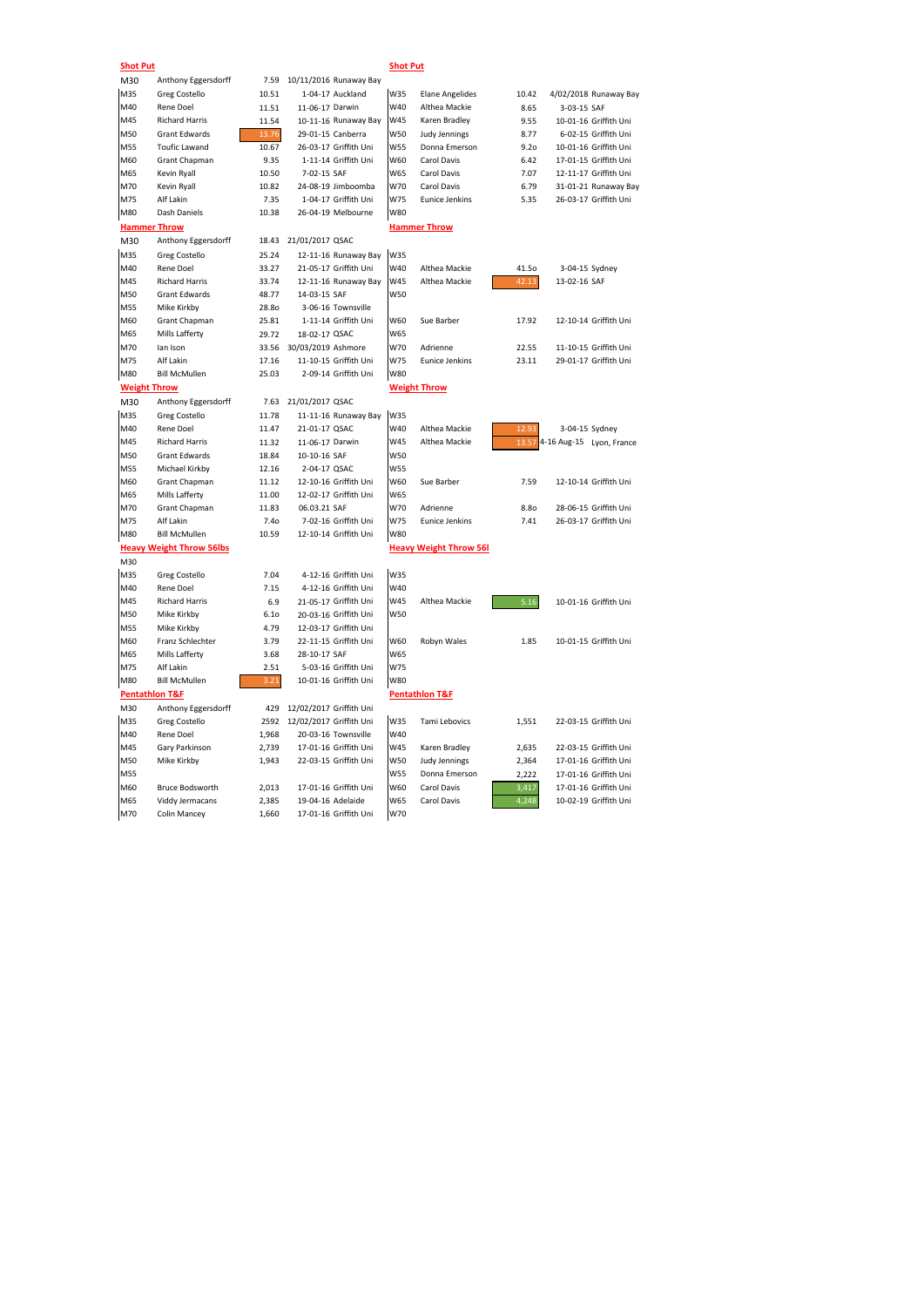## Shot Put

| Age | Name | Mark | Date / Venue | Age | Name | Mark | Date / Venue |
|---|---|---|---|---|---|---|---|
| M30 | Anthony Eggersdorff | 7.59 | 10/11/2016 Runaway Bay | | | | |
| M35 | Greg Costello | 10.51 | 1-04-17 Auckland | W35 | Elane Angelides | 10.42 | 4/02/2018 Runaway Bay |
| M40 | Rene Doel | 11.51 | 11-06-17 Darwin | W40 | Althea Mackie | 8.65 | 3-03-15 SAF |
| M45 | Richard Harris | 11.54 | 10-11-16 Runaway Bay | W45 | Karen Bradley | 9.55 | 10-01-16 Griffith Uni |
| M50 | Grant Edwards | 13.76 | 29-01-15 Canberra | W50 | Judy Jennings | 8.77 | 6-02-15 Griffith Uni |
| M55 | Toufic Lawand | 10.67 | 26-03-17 Griffith Uni | W55 | Donna Emerson | 9.2o | 10-01-16 Griffith Uni |
| M60 | Grant Chapman | 9.35 | 1-11-14 Griffith Uni | W60 | Carol Davis | 6.42 | 17-01-15 Griffith Uni |
| M65 | Kevin Ryall | 10.50 | 7-02-15 SAF | W65 | Carol Davis | 7.07 | 12-11-17 Griffith Uni |
| M70 | Kevin Ryall | 10.82 | 24-08-19 Jimboomba | W70 | Carol Davis | 6.79 | 31-01-21 Runaway Bay |
| M75 | Alf Lakin | 7.35 | 1-04-17 Griffith Uni | W75 | Eunice Jenkins | 5.35 | 26-03-17 Griffith Uni |
| M80 | Dash Daniels | 10.38 | 26-04-19 Melbourne | W80 | | | |

## Hammer Throw

| Age | Name | Mark | Date / Venue | Age | Name | Mark | Date / Venue |
|---|---|---|---|---|---|---|---|
| M30 | Anthony Eggersdorff | 18.43 | 21/01/2017 QSAC | | | | |
| M35 | Greg Costello | 25.24 | 12-11-16 Runaway Bay | W35 | | | |
| M40 | Rene Doel | 33.27 | 21-05-17 Griffith Uni | W40 | Althea Mackie | 41.5o | 3-04-15 Sydney |
| M45 | Richard Harris | 33.74 | 12-11-16 Runaway Bay | W45 | Althea Mackie | 42.13 | 13-02-16 SAF |
| M50 | Grant Edwards | 48.77 | 14-03-15 SAF | W50 | | | |
| M55 | Mike Kirkby | 28.8o | 3-06-16 Townsville | | | | |
| M60 | Grant Chapman | 25.81 | 1-11-14 Griffith Uni | W60 | Sue Barber | 17.92 | 12-10-14 Griffith Uni |
| M65 | Mills Lafferty | 29.72 | 18-02-17 QSAC | W65 | | | |
| M70 | Ian Ison | 33.56 | 30/03/2019 Ashmore | W70 | Adrienne | 22.55 | 11-10-15 Griffith Uni |
| M75 | Alf Lakin | 17.16 | 11-10-15 Griffith Uni | W75 | Eunice Jenkins | 23.11 | 29-01-17 Griffith Uni |
| M80 | Bill McMullen | 25.03 | 2-09-14 Griffith Uni | W80 | | | |

## Weight Throw

| Age | Name | Mark | Date / Venue | Age | Name | Mark | Date / Venue |
|---|---|---|---|---|---|---|---|
| M30 | Anthony Eggersdorff | 7.63 | 21/01/2017 QSAC | | | | |
| M35 | Greg Costello | 11.78 | 11-11-16 Runaway Bay | W35 | | | |
| M40 | Rene Doel | 11.47 | 21-01-17 QSAC | W40 | Althea Mackie | 12.93 | 3-04-15 Sydney |
| M45 | Richard Harris | 11.32 | 11-06-17 Darwin | W45 | Althea Mackie | 13.57 | 4-16 Aug-15 Lyon, France |
| M50 | Grant Edwards | 18.84 | 10-10-16 SAF | W50 | | | |
| M55 | Michael Kirkby | 12.16 | 2-04-17 QSAC | W55 | | | |
| M60 | Grant Chapman | 11.12 | 12-10-16 Griffith Uni | W60 | Sue Barber | 7.59 | 12-10-14 Griffith Uni |
| M65 | Mills Lafferty | 11.00 | 12-02-17 Griffith Uni | W65 | | | |
| M70 | Grant Chapman | 11.83 | 06.03.21 SAF | W70 | Adrienne | 8.8o | 28-06-15 Griffith Uni |
| M75 | Alf Lakin | 7.4o | 7-02-16 Griffith Uni | W75 | Eunice Jenkins | 7.41 | 26-03-17 Griffith Uni |
| M80 | Bill McMullen | 10.59 | 12-10-14 Griffith Uni | W80 | | | |

## Heavy Weight Throw 56lbs

| Age | Name | Mark | Date / Venue | Age | Name | Mark | Date / Venue |
|---|---|---|---|---|---|---|---|
| M30 | | | | | | | |
| M35 | Greg Costello | 7.04 | 4-12-16 Griffith Uni | W35 | | | |
| M40 | Rene Doel | 7.15 | 4-12-16 Griffith Uni | W40 | | | |
| M45 | Richard Harris | 6.9 | 21-05-17 Griffith Uni | W45 | Althea Mackie | 5.16 | 10-01-16 Griffith Uni |
| M50 | Mike Kirkby | 6.1o | 20-03-16 Griffith Uni | W50 | | | |
| M55 | Mike Kirkby | 4.79 | 12-03-17 Griffith Uni | | | | |
| M60 | Franz Schlechter | 3.79 | 22-11-15 Griffith Uni | W60 | Robyn Wales | 1.85 | 10-01-15 Griffith Uni |
| M65 | Mills Lafferty | 3.68 | 28-10-17 SAF | W65 | | | |
| M75 | Alf Lakin | 2.51 | 5-03-16 Griffith Uni | W75 | | | |
| M80 | Bill McMullen | 3.21 | 10-01-16 Griffith Uni | W80 | | | |

## Pentathlon T&F

| Age | Name | Points | Date / Venue | Age | Name | Points | Date / Venue |
|---|---|---|---|---|---|---|---|
| M30 | Anthony Eggersdorff | 429 | 12/02/2017 Griffith Uni | | | | |
| M35 | Greg Costello | 2592 | 12/02/2017 Griffith Uni | W35 | Tami Lebovics | 1,551 | 22-03-15 Griffith Uni |
| M40 | Rene Doel | 1,968 | 20-03-16 Townsville | W40 | | | |
| M45 | Gary Parkinson | 2,739 | 17-01-16 Griffith Uni | W45 | Karen Bradley | 2,635 | 22-03-15 Griffith Uni |
| M50 | Mike Kirkby | 1,943 | 22-03-15 Griffith Uni | W50 | Judy Jennings | 2,364 | 17-01-16 Griffith Uni |
| M55 | | | | W55 | Donna Emerson | 2,222 | 17-01-16 Griffith Uni |
| M60 | Bruce Bodsworth | 2,013 | 17-01-16 Griffith Uni | W60 | Carol Davis | 3,417 | 17-01-16 Griffith Uni |
| M65 | Viddy Jermacans | 2,385 | 19-04-16 Adelaide | W65 | Carol Davis | 4,248 | 10-02-19 Griffith Uni |
| M70 | Colin Mancey | 1,660 | 17-01-16 Griffith Uni | W70 | | | |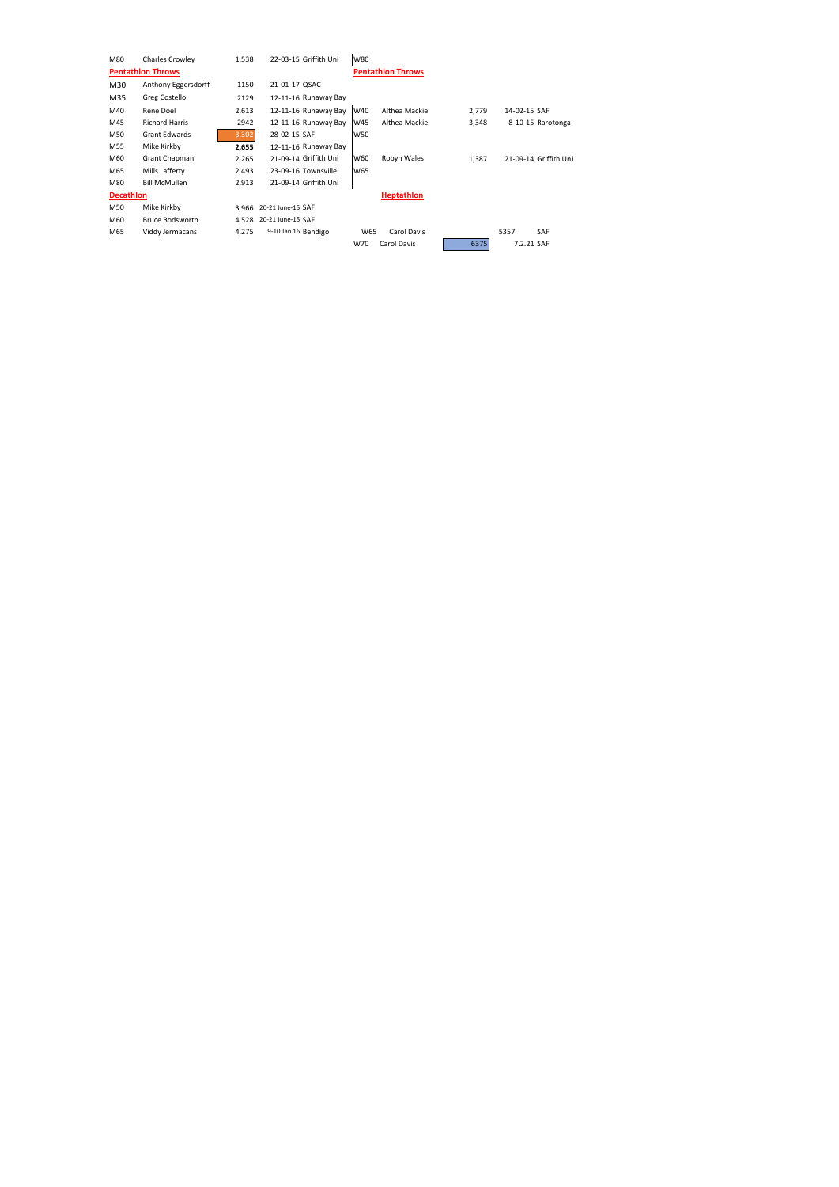| | | | | | | | | |
|---|---|---|---|---|---|---|---|---|
| M80 | Charles Crowley | 1,538 | 22-03-15 Griffith Uni | W80 | | | | |
| **Pentathlon Throws** | | | | **Pentathlon Throws** | | | | |
| M30 | Anthony Eggersdorff | 1150 | 21-01-17 QSAC | | | | | |
| M35 | Greg Costello | 2129 | 12-11-16 Runaway Bay | | | | | |
| M40 | Rene Doel | 2,613 | 12-11-16 Runaway Bay | W40 | Althea Mackie | 2,779 | 14-02-15 SAF | |
| M45 | Richard Harris | 2942 | 12-11-16 Runaway Bay | W45 | Althea Mackie | 3,348 | 8-10-15 Rarotonga | |
| M50 | Grant Edwards | 3,302 | 28-02-15 SAF | W50 | | | | |
| M55 | Mike Kirkby | **2,655** | 12-11-16 Runaway Bay | | | | | |
| M60 | Grant Chapman | 2,265 | 21-09-14 Griffith Uni | W60 | Robyn Wales | 1,387 | 21-09-14 Griffith Uni | |
| M65 | Mills Lafferty | 2,493 | 23-09-16 Townsville | W65 | | | | |
| M80 | Bill McMullen | 2,913 | 21-09-14 Griffith Uni | | | | | |
| **Decathlon** | | | | **Heptathlon** | | | | |
| M50 | Mike Kirkby | 3,966 | 20-21 June-15 SAF | | | | | |
| M60 | Bruce Bodsworth | 4,528 | 20-21 June-15 SAF | | | | | |
| M65 | Viddy Jermacans | 4,275 | 9-10 Jan 16 Bendigo | W65 | Carol Davis | | 5357 | SAF |
| | | | | W70 | Carol Davis | 6375 | 7.2.21 SAF | |